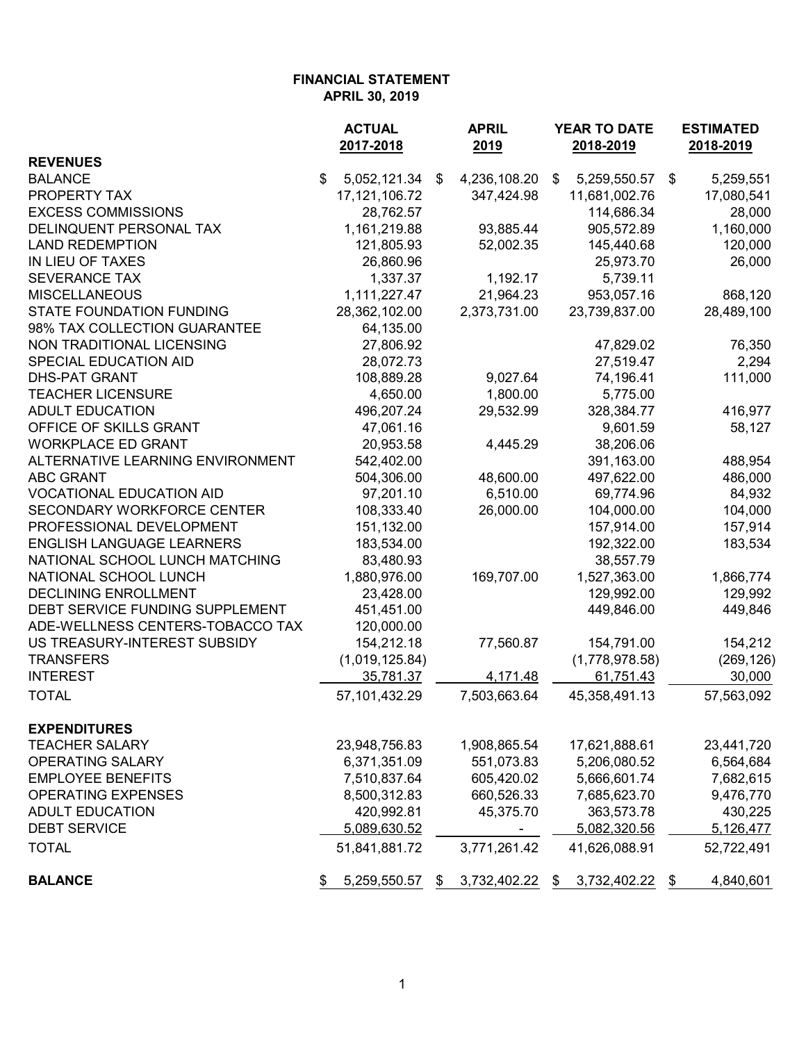**FINANCIAL STATEMENT**
**APRIL 30, 2019**

| | ACTUAL 2017-2018 | APRIL 2019 | YEAR TO DATE 2018-2019 | ESTIMATED 2018-2019 |
|---|---|---|---|---|
| **REVENUES** | | | | |
| BALANCE | $ 5,052,121.34 | $ 4,236,108.20 | $ 5,259,550.57 | $ 5,259,551 |
| PROPERTY TAX | 17,121,106.72 | 347,424.98 | 11,681,002.76 | 17,080,541 |
| EXCESS COMMISSIONS | 28,762.57 | | 114,686.34 | 28,000 |
| DELINQUENT PERSONAL TAX | 1,161,219.88 | 93,885.44 | 905,572.89 | 1,160,000 |
| LAND REDEMPTION | 121,805.93 | 52,002.35 | 145,440.68 | 120,000 |
| IN LIEU OF TAXES | 26,860.96 | | 25,973.70 | 26,000 |
| SEVERANCE TAX | 1,337.37 | 1,192.17 | 5,739.11 | |
| MISCELLANEOUS | 1,111,227.47 | 21,964.23 | 953,057.16 | 868,120 |
| STATE FOUNDATION FUNDING | 28,362,102.00 | 2,373,731.00 | 23,739,837.00 | 28,489,100 |
| 98% TAX COLLECTION GUARANTEE | 64,135.00 | | | |
| NON TRADITIONAL LICENSING | 27,806.92 | | 47,829.02 | 76,350 |
| SPECIAL EDUCATION AID | 28,072.73 | | 27,519.47 | 2,294 |
| DHS-PAT GRANT | 108,889.28 | 9,027.64 | 74,196.41 | 111,000 |
| TEACHER LICENSURE | 4,650.00 | 1,800.00 | 5,775.00 | |
| ADULT EDUCATION | 496,207.24 | 29,532.99 | 328,384.77 | 416,977 |
| OFFICE OF SKILLS GRANT | 47,061.16 | | 9,601.59 | 58,127 |
| WORKPLACE ED GRANT | 20,953.58 | 4,445.29 | 38,206.06 | |
| ALTERNATIVE LEARNING ENVIRONMENT | 542,402.00 | | 391,163.00 | 488,954 |
| ABC GRANT | 504,306.00 | 48,600.00 | 497,622.00 | 486,000 |
| VOCATIONAL EDUCATION AID | 97,201.10 | 6,510.00 | 69,774.96 | 84,932 |
| SECONDARY WORKFORCE CENTER | 108,333.40 | 26,000.00 | 104,000.00 | 104,000 |
| PROFESSIONAL DEVELOPMENT | 151,132.00 | | 157,914.00 | 157,914 |
| ENGLISH LANGUAGE LEARNERS | 183,534.00 | | 192,322.00 | 183,534 |
| NATIONAL SCHOOL LUNCH MATCHING | 83,480.93 | | 38,557.79 | |
| NATIONAL SCHOOL LUNCH | 1,880,976.00 | 169,707.00 | 1,527,363.00 | 1,866,774 |
| DECLINING ENROLLMENT | 23,428.00 | | 129,992.00 | 129,992 |
| DEBT SERVICE FUNDING SUPPLEMENT | 451,451.00 | | 449,846.00 | 449,846 |
| ADE-WELLNESS CENTERS-TOBACCO TAX | 120,000.00 | | | |
| US TREASURY-INTEREST SUBSIDY | 154,212.18 | 77,560.87 | 154,791.00 | 154,212 |
| TRANSFERS | (1,019,125.84) | | (1,778,978.58) | (269,126) |
| INTEREST | 35,781.37 | 4,171.48 | 61,751.43 | 30,000 |
| TOTAL | 57,101,432.29 | 7,503,663.64 | 45,358,491.13 | 57,563,092 |
| **EXPENDITURES** | | | | |
| TEACHER SALARY | 23,948,756.83 | 1,908,865.54 | 17,621,888.61 | 23,441,720 |
| OPERATING SALARY | 6,371,351.09 | 551,073.83 | 5,206,080.52 | 6,564,684 |
| EMPLOYEE BENEFITS | 7,510,837.64 | 605,420.02 | 5,666,601.74 | 7,682,615 |
| OPERATING EXPENSES | 8,500,312.83 | 660,526.33 | 7,685,623.70 | 9,476,770 |
| ADULT EDUCATION | 420,992.81 | 45,375.70 | 363,573.78 | 430,225 |
| DEBT SERVICE | 5,089,630.52 | - | 5,082,320.56 | 5,126,477 |
| TOTAL | 51,841,881.72 | 3,771,261.42 | 41,626,088.91 | 52,722,491 |
| **BALANCE** | $ 5,259,550.57 | $ 3,732,402.22 | $ 3,732,402.22 | $ 4,840,601 |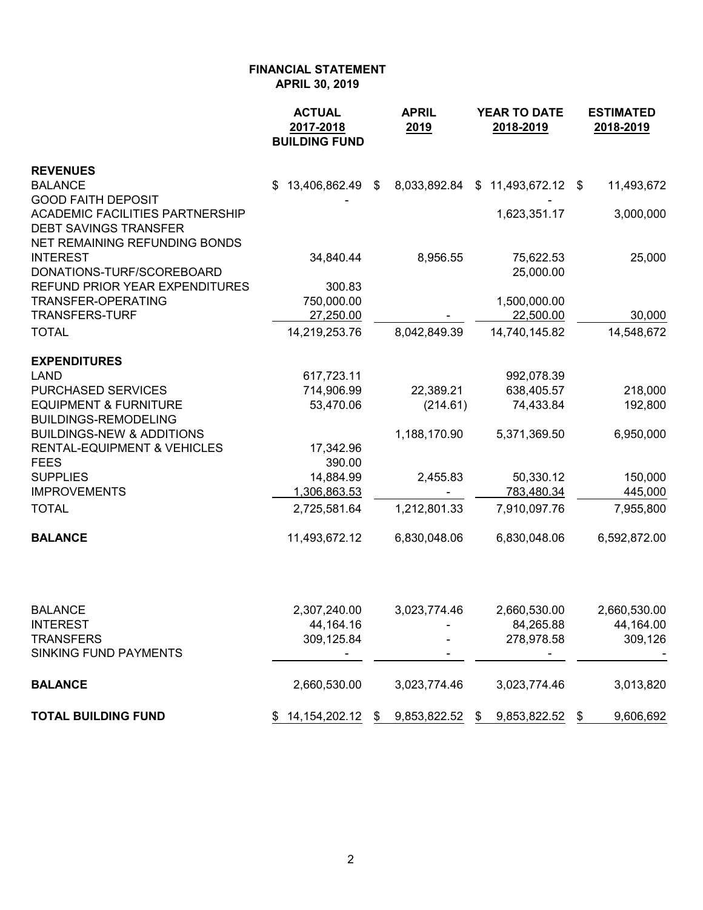**FINANCIAL STATEMENT**
**APRIL 30, 2019**

| | ACTUAL 2017-2018 BUILDING FUND | APRIL 2019 | YEAR TO DATE 2018-2019 | ESTIMATED 2018-2019 |
|---|---|---|---|---|
| **REVENUES** | | | | |
| BALANCE | $ 13,406,862.49 | $ 8,033,892.84 | $ 11,493,672.12 | $ 11,493,672 |
| GOOD FAITH DEPOSIT | - | | - | |
| ACADEMIC FACILITIES PARTNERSHIP | | | 1,623,351.17 | 3,000,000 |
| DEBT SAVINGS TRANSFER | | | | |
| NET REMAINING REFUNDING BONDS | | | | |
| INTEREST | 34,840.44 | 8,956.55 | 75,622.53 | 25,000 |
| DONATIONS-TURF/SCOREBOARD | | | 25,000.00 | |
| REFUND PRIOR YEAR EXPENDITURES | 300.83 | | | |
| TRANSFER-OPERATING | 750,000.00 | | 1,500,000.00 | |
| TRANSFERS-TURF | 27,250.00 | - | 22,500.00 | 30,000 |
| TOTAL | 14,219,253.76 | 8,042,849.39 | 14,740,145.82 | 14,548,672 |
| **EXPENDITURES** | | | | |
| LAND | 617,723.11 | | 992,078.39 | |
| PURCHASED SERVICES | 714,906.99 | 22,389.21 | 638,405.57 | 218,000 |
| EQUIPMENT & FURNITURE | 53,470.06 | (214.61) | 74,433.84 | 192,800 |
| BUILDINGS-REMODELING | | | | |
| BUILDINGS-NEW & ADDITIONS | | 1,188,170.90 | 5,371,369.50 | 6,950,000 |
| RENTAL-EQUIPMENT & VEHICLES | 17,342.96 | | | |
| FEES | 390.00 | | | |
| SUPPLIES | 14,884.99 | 2,455.83 | 50,330.12 | 150,000 |
| IMPROVEMENTS | 1,306,863.53 | - | 783,480.34 | 445,000 |
| TOTAL | 2,725,581.64 | 1,212,801.33 | 7,910,097.76 | 7,955,800 |
| **BALANCE** | 11,493,672.12 | 6,830,048.06 | 6,830,048.06 | 6,592,872.00 |
| | | | | |
| BALANCE | 2,307,240.00 | 3,023,774.46 | 2,660,530.00 | 2,660,530.00 |
| INTEREST | 44,164.16 | - | 84,265.88 | 44,164.00 |
| TRANSFERS | 309,125.84 | - | 278,978.58 | 309,126 |
| SINKING FUND PAYMENTS | - | - | - | - |
| **BALANCE** | 2,660,530.00 | 3,023,774.46 | 3,023,774.46 | 3,013,820 |
| **TOTAL BUILDING FUND** | $ 14,154,202.12 | $ 9,853,822.52 | $ 9,853,822.52 | $ 9,606,692 |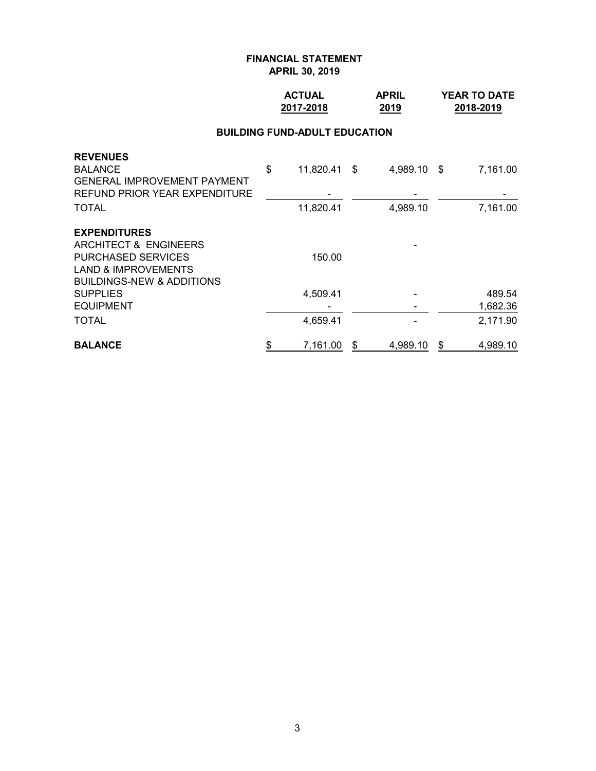**FINANCIAL STATEMENT**
**APRIL 30, 2019**

| | ACTUAL 2017-2018 | APRIL 2019 | YEAR TO DATE 2018-2019 |
|---|---|---|---|
| **BUILDING FUND-ADULT EDUCATION** | | | |
| **REVENUES** | | | |
| BALANCE | $ 11,820.41 | $ 4,989.10 | $ 7,161.00 |
| GENERAL IMPROVEMENT PAYMENT | | | |
| REFUND PRIOR YEAR EXPENDITURE | - | - | - |
| TOTAL | 11,820.41 | 4,989.10 | 7,161.00 |
| **EXPENDITURES** | | | |
| ARCHITECT & ENGINEERS | | - | |
| PURCHASED SERVICES | 150.00 | | |
| LAND & IMPROVEMENTS | | | |
| BUILDINGS-NEW & ADDITIONS | | | |
| SUPPLIES | 4,509.41 | - | 489.54 |
| EQUIPMENT | - | - | 1,682.36 |
| TOTAL | 4,659.41 | - | 2,171.90 |
| **BALANCE** | $ 7,161.00 | $ 4,989.10 | $ 4,989.10 |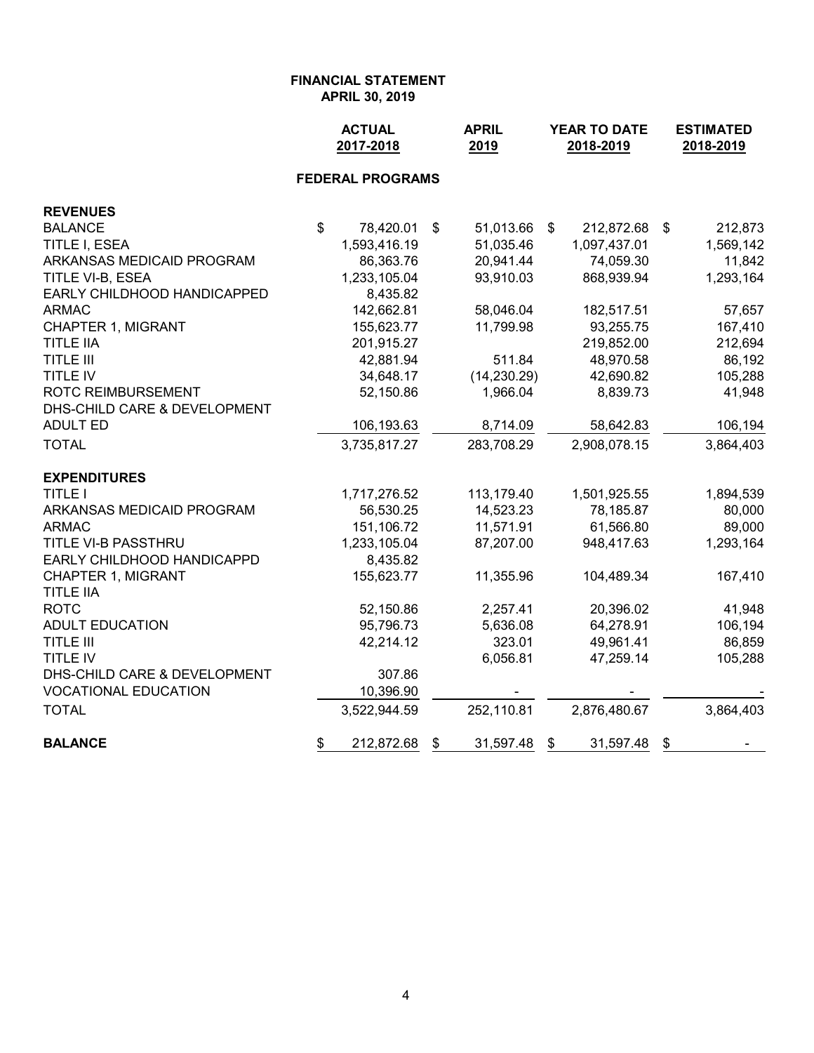**FINANCIAL STATEMENT**
**APRIL 30, 2019**

| | ACTUAL 2017-2018 | APRIL 2019 | YEAR TO DATE 2018-2019 | ESTIMATED 2018-2019 |
|---|---|---|---|---|
| **FEDERAL PROGRAMS** | | | | |
| **REVENUES** | | | | |
| BALANCE | $ 78,420.01 | $ 51,013.66 | $ 212,872.68 | $ 212,873 |
| TITLE I, ESEA | 1,593,416.19 | 51,035.46 | 1,097,437.01 | 1,569,142 |
| ARKANSAS MEDICAID PROGRAM | 86,363.76 | 20,941.44 | 74,059.30 | 11,842 |
| TITLE VI-B, ESEA | 1,233,105.04 | 93,910.03 | 868,939.94 | 1,293,164 |
| EARLY CHILDHOOD HANDICAPPED | 8,435.82 | | | |
| ARMAC | 142,662.81 | 58,046.04 | 182,517.51 | 57,657 |
| CHAPTER 1, MIGRANT | 155,623.77 | 11,799.98 | 93,255.75 | 167,410 |
| TITLE IIA | 201,915.27 | | 219,852.00 | 212,694 |
| TITLE III | 42,881.94 | 511.84 | 48,970.58 | 86,192 |
| TITLE IV | 34,648.17 | (14,230.29) | 42,690.82 | 105,288 |
| ROTC REIMBURSEMENT | 52,150.86 | 1,966.04 | 8,839.73 | 41,948 |
| DHS-CHILD CARE & DEVELOPMENT | | | | |
| ADULT ED | 106,193.63 | 8,714.09 | 58,642.83 | 106,194 |
| TOTAL | 3,735,817.27 | 283,708.29 | 2,908,078.15 | 3,864,403 |
| **EXPENDITURES** | | | | |
| TITLE I | 1,717,276.52 | 113,179.40 | 1,501,925.55 | 1,894,539 |
| ARKANSAS MEDICAID PROGRAM | 56,530.25 | 14,523.23 | 78,185.87 | 80,000 |
| ARMAC | 151,106.72 | 11,571.91 | 61,566.80 | 89,000 |
| TITLE VI-B PASSTHRU | 1,233,105.04 | 87,207.00 | 948,417.63 | 1,293,164 |
| EARLY CHILDHOOD HANDICAPPD | 8,435.82 | | | |
| CHAPTER 1, MIGRANT | 155,623.77 | 11,355.96 | 104,489.34 | 167,410 |
| TITLE IIA | | | | |
| ROTC | 52,150.86 | 2,257.41 | 20,396.02 | 41,948 |
| ADULT EDUCATION | 95,796.73 | 5,636.08 | 64,278.91 | 106,194 |
| TITLE III | 42,214.12 | 323.01 | 49,961.41 | 86,859 |
| TITLE IV | | 6,056.81 | 47,259.14 | 105,288 |
| DHS-CHILD CARE & DEVELOPMENT | 307.86 | | | |
| VOCATIONAL EDUCATION | 10,396.90 | - | - | - |
| TOTAL | 3,522,944.59 | 252,110.81 | 2,876,480.67 | 3,864,403 |
| **BALANCE** | $ 212,872.68 | $ 31,597.48 | $ 31,597.48 | $ - |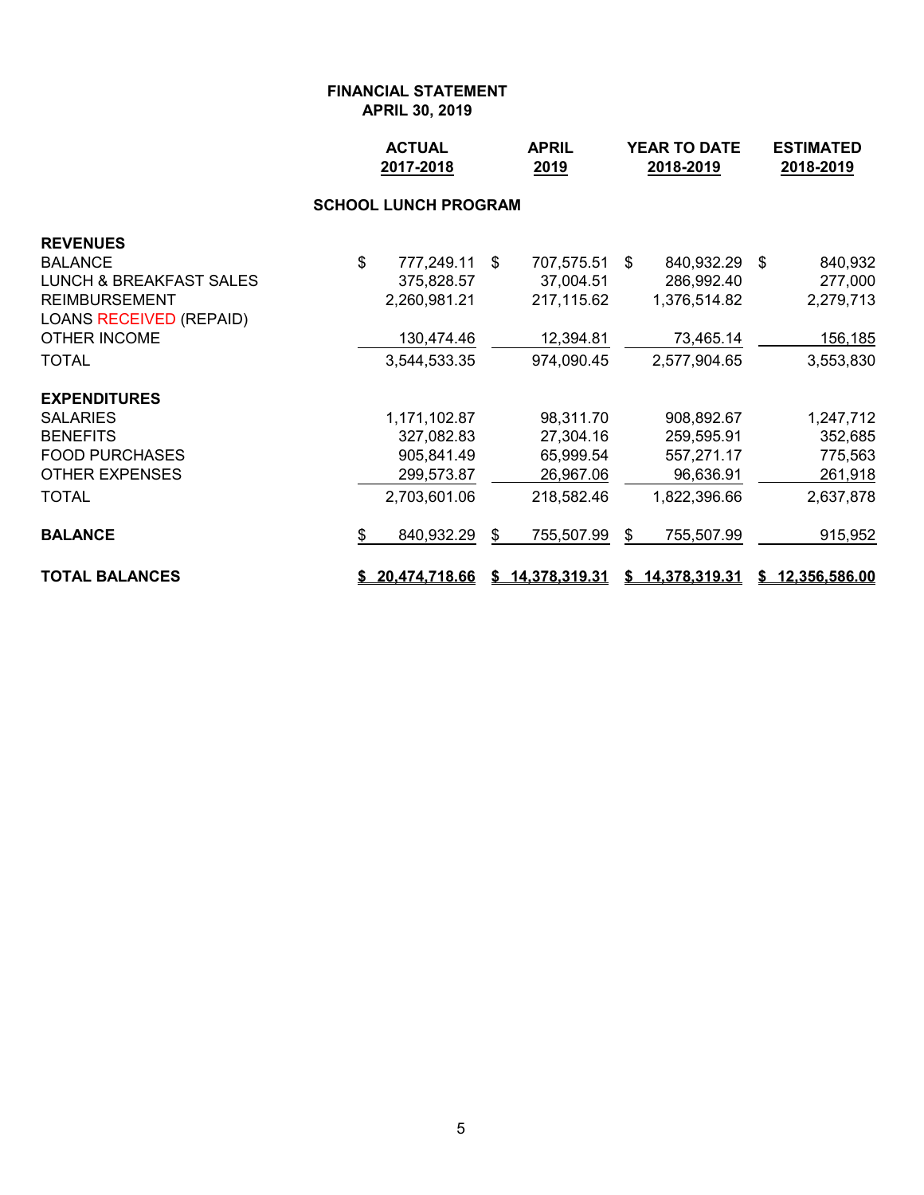**FINANCIAL STATEMENT**
**APRIL 30, 2019**

| | ACTUAL 2017-2018 | APRIL 2019 | YEAR TO DATE 2018-2019 | ESTIMATED 2018-2019 |
|---|---|---|---|---|
| **SCHOOL LUNCH PROGRAM** | | | | |
| **REVENUES** | | | | |
| BALANCE | $ 777,249.11 | $ 707,575.51 | $ 840,932.29 | $ 840,932 |
| LUNCH & BREAKFAST SALES | 375,828.57 | 37,004.51 | 286,992.40 | 277,000 |
| REIMBURSEMENT | 2,260,981.21 | 217,115.62 | 1,376,514.82 | 2,279,713 |
| LOANS RECEIVED (REPAID) | | | | |
| OTHER INCOME | 130,474.46 | 12,394.81 | 73,465.14 | 156,185 |
| TOTAL | 3,544,533.35 | 974,090.45 | 2,577,904.65 | 3,553,830 |
| **EXPENDITURES** | | | | |
| SALARIES | 1,171,102.87 | 98,311.70 | 908,892.67 | 1,247,712 |
| BENEFITS | 327,082.83 | 27,304.16 | 259,595.91 | 352,685 |
| FOOD PURCHASES | 905,841.49 | 65,999.54 | 557,271.17 | 775,563 |
| OTHER EXPENSES | 299,573.87 | 26,967.06 | 96,636.91 | 261,918 |
| TOTAL | 2,703,601.06 | 218,582.46 | 1,822,396.66 | 2,637,878 |
| **BALANCE** | $ 840,932.29 | $ 755,507.99 | $ 755,507.99 | 915,952 |
| **TOTAL BALANCES** | **$ 20,474,718.66** | **$ 14,378,319.31** | **$ 14,378,319.31** | **$ 12,356,586.00** |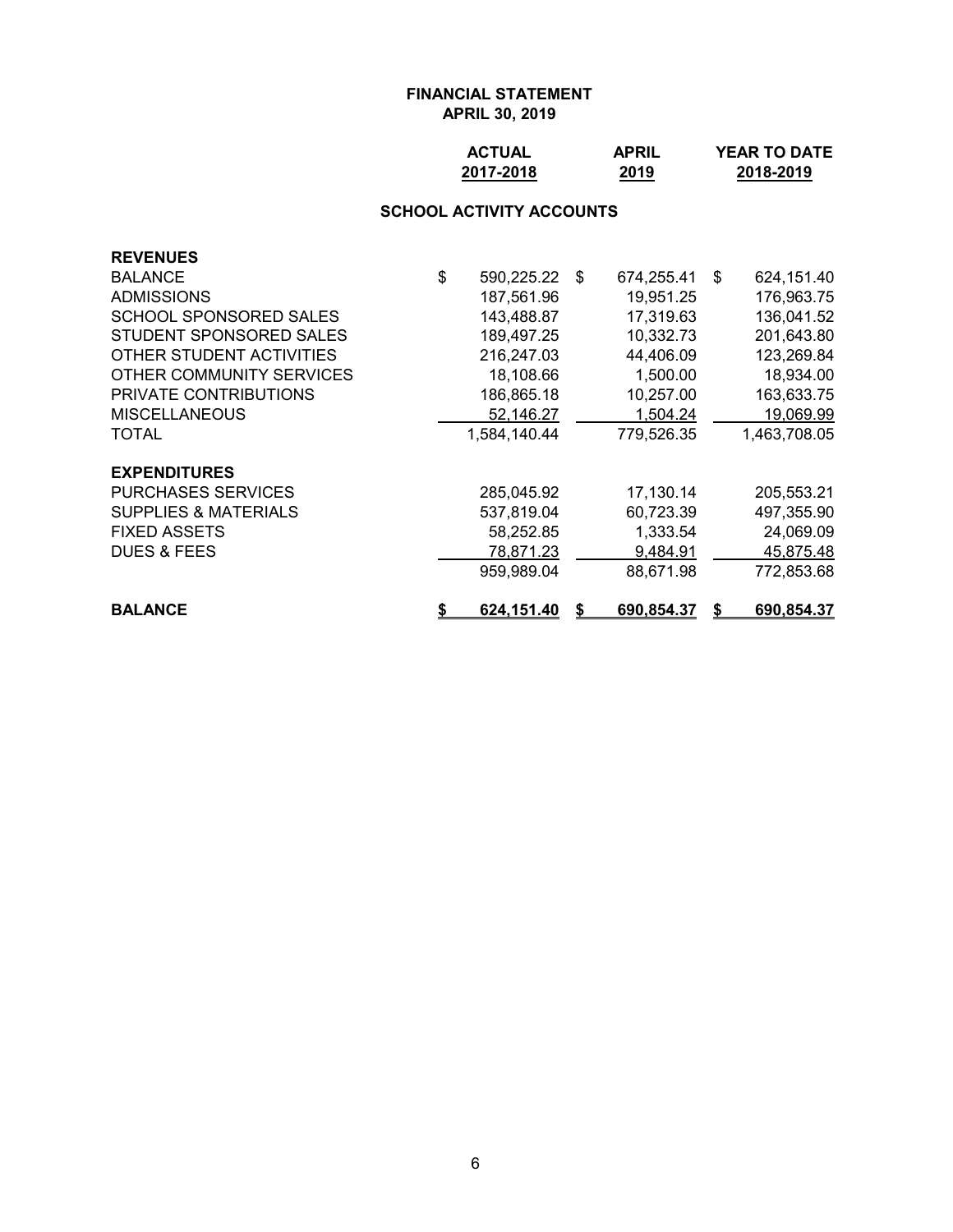# FINANCIAL STATEMENT
## APRIL 30, 2019

### SCHOOL ACTIVITY ACCOUNTS

| | ACTUAL 2017-2018 | APRIL 2019 | YEAR TO DATE 2018-2019 |
|---|---|---|---|
| **REVENUES** | | | |
| BALANCE | $ 590,225.22 | $ 674,255.41 | $ 624,151.40 |
| ADMISSIONS | 187,561.96 | 19,951.25 | 176,963.75 |
| SCHOOL SPONSORED SALES | 143,488.87 | 17,319.63 | 136,041.52 |
| STUDENT SPONSORED SALES | 189,497.25 | 10,332.73 | 201,643.80 |
| OTHER STUDENT ACTIVITIES | 216,247.03 | 44,406.09 | 123,269.84 |
| OTHER COMMUNITY SERVICES | 18,108.66 | 1,500.00 | 18,934.00 |
| PRIVATE CONTRIBUTIONS | 186,865.18 | 10,257.00 | 163,633.75 |
| MISCELLANEOUS | 52,146.27 | 1,504.24 | 19,069.99 |
| TOTAL | 1,584,140.44 | 779,526.35 | 1,463,708.05 |
| **EXPENDITURES** | | | |
| PURCHASES SERVICES | 285,045.92 | 17,130.14 | 205,553.21 |
| SUPPLIES & MATERIALS | 537,819.04 | 60,723.39 | 497,355.90 |
| FIXED ASSETS | 58,252.85 | 1,333.54 | 24,069.09 |
| DUES & FEES | 78,871.23 | 9,484.91 | 45,875.48 |
| | 959,989.04 | 88,671.98 | 772,853.68 |
| **BALANCE** | **$ 624,151.40** | **$ 690,854.37** | **$ 690,854.37** |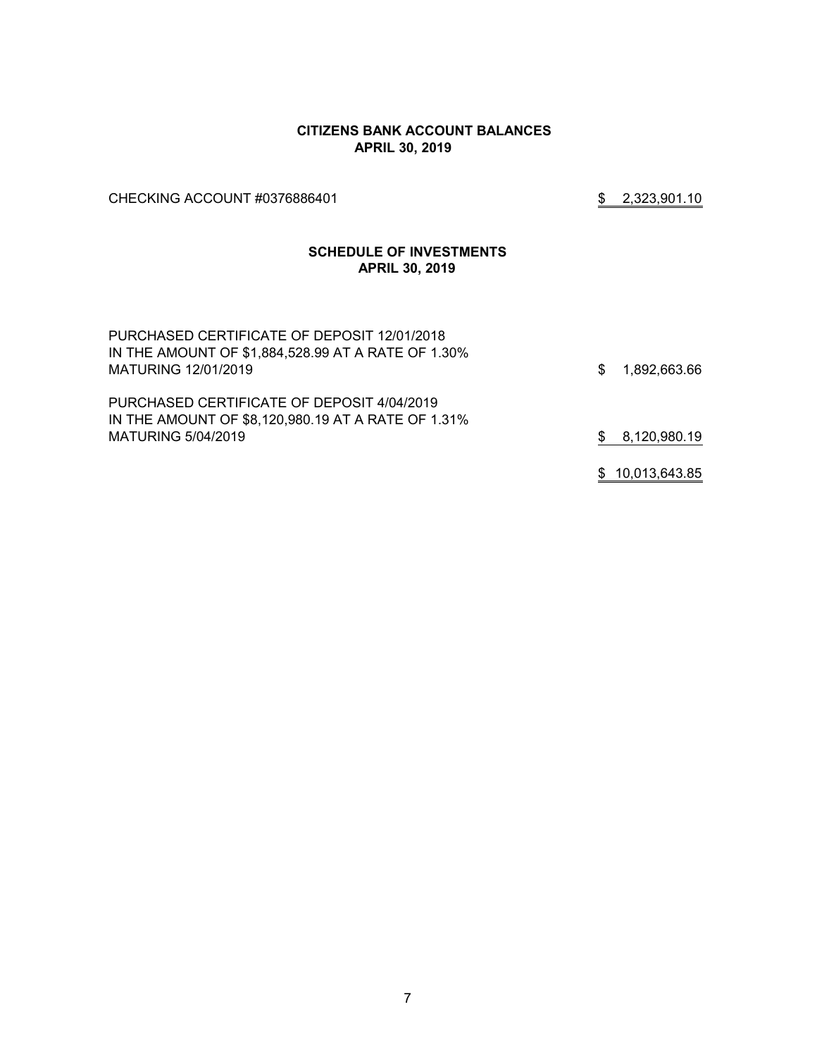## CITIZENS BANK ACCOUNT BALANCES
## APRIL 30, 2019

| | |
|---|---|
| CHECKING ACCOUNT #0376886401 | $ 2,323,901.10 |

## SCHEDULE OF INVESTMENTS
## APRIL 30, 2019

| | |
|---|---|
| PURCHASED CERTIFICATE OF DEPOSIT 12/01/2018 IN THE AMOUNT OF $1,884,528.99 AT A RATE OF 1.30% MATURING 12/01/2019 | $ 1,892,663.66 |
| PURCHASED CERTIFICATE OF DEPOSIT 4/04/2019 IN THE AMOUNT OF $8,120,980.19 AT A RATE OF 1.31% MATURING 5/04/2019 | $ 8,120,980.19 |
| | $ 10,013,643.85 |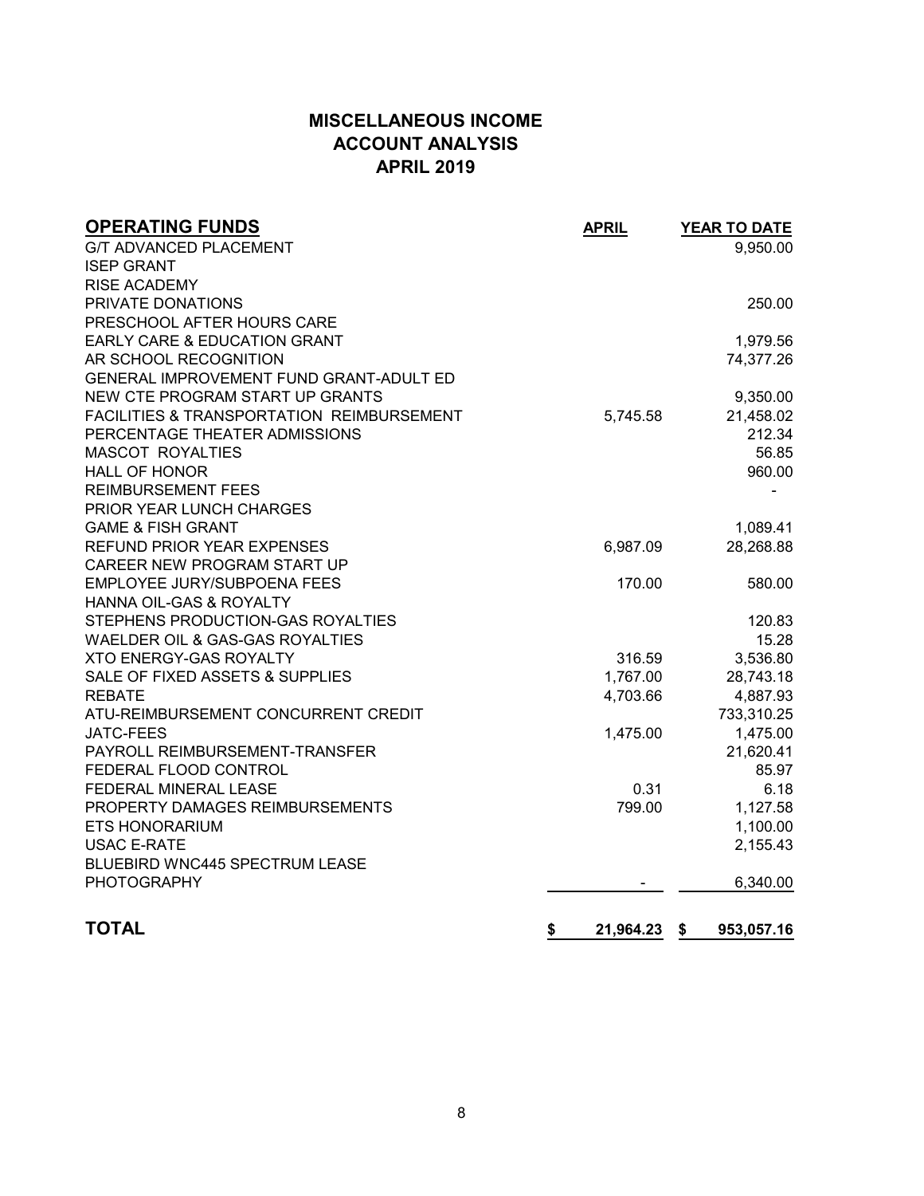# MISCELLANEOUS INCOME
# ACCOUNT ANALYSIS
# APRIL 2019

| OPERATING FUNDS | APRIL | YEAR TO DATE |
|---|---|---|
| G/T ADVANCED PLACEMENT | | 9,950.00 |
| ISEP GRANT | | |
| RISE ACADEMY | | |
| PRIVATE DONATIONS | | 250.00 |
| PRESCHOOL AFTER HOURS CARE | | |
| EARLY CARE & EDUCATION GRANT | | 1,979.56 |
| AR SCHOOL RECOGNITION | | 74,377.26 |
| GENERAL IMPROVEMENT FUND GRANT-ADULT ED | | |
| NEW CTE PROGRAM START UP GRANTS | | 9,350.00 |
| FACILITIES & TRANSPORTATION REIMBURSEMENT | 5,745.58 | 21,458.02 |
| PERCENTAGE THEATER ADMISSIONS | | 212.34 |
| MASCOT ROYALTIES | | 56.85 |
| HALL OF HONOR | | 960.00 |
| REIMBURSEMENT FEES | | - |
| PRIOR YEAR LUNCH CHARGES | | |
| GAME & FISH GRANT | | 1,089.41 |
| REFUND PRIOR YEAR EXPENSES | 6,987.09 | 28,268.88 |
| CAREER NEW PROGRAM START UP | | |
| EMPLOYEE JURY/SUBPOENA FEES | 170.00 | 580.00 |
| HANNA OIL-GAS & ROYALTY | | |
| STEPHENS PRODUCTION-GAS ROYALTIES | | 120.83 |
| WAELDER OIL & GAS-GAS ROYALTIES | | 15.28 |
| XTO ENERGY-GAS ROYALTY | 316.59 | 3,536.80 |
| SALE OF FIXED ASSETS & SUPPLIES | 1,767.00 | 28,743.18 |
| REBATE | 4,703.66 | 4,887.93 |
| ATU-REIMBURSEMENT CONCURRENT CREDIT | | 733,310.25 |
| JATC-FEES | 1,475.00 | 1,475.00 |
| PAYROLL REIMBURSEMENT-TRANSFER | | 21,620.41 |
| FEDERAL FLOOD CONTROL | | 85.97 |
| FEDERAL MINERAL LEASE | 0.31 | 6.18 |
| PROPERTY DAMAGES REIMBURSEMENTS | 799.00 | 1,127.58 |
| ETS HONORARIUM | | 1,100.00 |
| USAC E-RATE | | 2,155.43 |
| BLUEBIRD WNC445 SPECTRUM LEASE | | |
| PHOTOGRAPHY | - | 6,340.00 |
| **TOTAL** | **$ 21,964.23** | **$ 953,057.16** |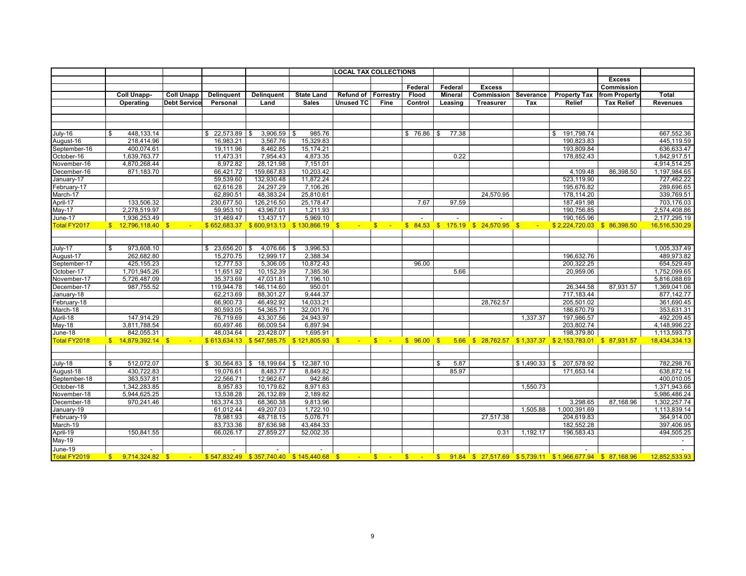| | | | | | | LOCAL TAX COLLECTIONS | | | | | | | | |
|---|---|---|---|---|---|---|---|---|---|---|---|---|---|---|
| | | | | | | | | | | | | | Excess | |
| | | | | | | | | Federal | Federal | Excess | | | Commission | |
| | Coll Unapp-Operating | Coll Unapp Debt Service | Delinquent Personal | Delinquent Land | State Land Sales | Refund of Unused TC | Forrestry Fine | Flood Control | Mineral Leasing | Commission Treasurer | Severance Tax | Property Tax Relief | from Property Tax Relief | Total Revenues |
| July-16 | $ 448,133.14 | | $ 22,573.89 | $ 3,906.59 | $ 985.76 | | | $ 76.86 | $ 77.38 | | | $ 191,798.74 | | 667,552.36 |
| August-16 | 218,414.96 | | 16,983.21 | 3,567.76 | 15,329.83 | | | | | | | 190,823.83 | | 445,119.59 |
| September-16 | 400,074.61 | | 19,111.96 | 8,462.85 | 15,174.21 | | | | | | | 193,809.84 | | 636,633.47 |
| October-16 | 1,639,763.77 | | 11,473.31 | 7,954.43 | 4,873.35 | | | | 0.22 | | | 178,852.43 | | 1,842,917.51 |
| November-16 | 4,870,268.44 | | 8,972.82 | 28,121.98 | 7,151.01 | | | | | | | | | 4,914,514.25 |
| December-16 | 871,183.70 | | 66,421.72 | 159,667.83 | 10,203.42 | | | | | | | 4,109.48 | 86,398.50 | 1,197,984.65 |
| January-17 | | | 59,539.60 | 132,930.48 | 11,872.24 | | | | | | | 523,119.90 | | 727,462.22 |
| February-17 | | | 62,616.28 | 24,297.29 | 7,106.26 | | | | | | | 195,676.82 | | 289,696.65 |
| March-17 | | | 62,890.51 | 48,383.24 | 25,810.61 | | | | | 24,570.95 | | 178,114.20 | | 339,769.51 |
| April-17 | 133,506.32 | | 230,677.50 | 126,216.50 | 25,178.47 | | | 7.67 | 97.59 | | | 187,491.98 | | 703,176.03 |
| May-17 | 2,278,519.97 | | 59,953.10 | 43,967.01 | 1,211.93 | | | | | | | 190,756.85 | | 2,574,408.86 |
| June-17 | 1,936,253.49 | | 31,469.47 | 13,437.17 | 5,969.10 | | | - | - | - | | 190,165.96 | | 2,177,295.19 |
| Total FY2017 | $ 12,796,118.40 | $ - | $ 652,683.37 | $ 600,913.13 | $ 130,866.19 | $ - | $ - | $ 84.53 | $ 175.19 | $ 24,570.95 | $ - | $ 2,224,720.03 | $ 86,398.50 | 16,516,530.29 |
| July-17 | $ 973,608.10 | | $ 23,656.20 | $ 4,076.66 | $ 3,996.53 | | | | | | | | | 1,005,337.49 |
| August-17 | 262,682.80 | | 15,270.75 | 12,999.17 | 2,388.34 | | | | | | | 196,632.76 | | 489,973.82 |
| September-17 | 425,155.23 | | 12,777.53 | 5,306.05 | 10,872.43 | | | 96.00 | | | | 200,322.25 | | 654,529.49 |
| October-17 | 1,701,945.26 | | 11,651.92 | 10,152.39 | 7,385.36 | | | | 5.66 | | | 20,959.06 | | 1,752,099.65 |
| November-17 | 5,726,487.09 | | 35,373.69 | 47,031.81 | 7,196.10 | | | | | | | | | 5,816,088.69 |
| December-17 | 987,755.52 | | 119,944.78 | 146,114.60 | 950.01 | | | | | | | 26,344.58 | 87,931.57 | 1,369,041.06 |
| January-18 | | | 62,213.69 | 88,301.27 | 9,444.37 | | | | | | | 717,183.44 | | 877,142.77 |
| February-18 | | | 66,900.73 | 46,492.92 | 14,033.21 | | | | | 28,762.57 | | 205,501.02 | | 361,690.45 |
| March-18 | | | 80,593.05 | 54,365.71 | 32,001.76 | | | | | | | 186,670.79 | | 353,631.31 |
| April-18 | 147,914.29 | | 76,719.69 | 43,307.56 | 24,943.97 | | | | | | 1,337.37 | 197,986.57 | | 492,209.45 |
| May-18 | 3,811,788.54 | | 60,497.46 | 66,009.54 | 6,897.94 | | | | | | | 203,802.74 | | 4,148,996.22 |
| June-18 | 842,055.31 | | 48,034.64 | 23,428.07 | 1,695.91 | | | | | | | 198,379.80 | | 1,113,593.73 |
| Total FY2018 | $ 14,879,392.14 | $ - | $ 613,634.13 | $ 547,585.75 | $ 121,805.93 | $ - | $ - | $ 96.00 | $ 5.66 | $ 28,762.57 | $ 1,337.37 | $ 2,153,783.01 | $ 87,931.57 | 18,434,334.13 |
| July-18 | $ 512,072.07 | | $ 30,564.83 | $ 18,199.64 | $ 12,387.10 | | | | $ 5.87 | | $ 1,490.33 | $ 207,578.92 | | 782,298.76 |
| August-18 | 430,722.83 | | 19,076.61 | 8,483.77 | 8,849.82 | | | | 85.97 | | | 171,653.14 | | 638,872.14 |
| September-18 | 363,537.81 | | 22,566.71 | 12,962.67 | 942.86 | | | | | | | | | 400,010.05 |
| October-18 | 1,342,283.85 | | 8,957.83 | 10,179.62 | 8,971.63 | | | | | | 1,550.73 | | | 1,371,943.66 |
| November-18 | 5,944,625.25 | | 13,538.28 | 26,132.89 | 2,189.82 | | | | | | | | | 5,986,486.24 |
| December-18 | 970,241.46 | | 163,374.33 | 68,360.38 | 9,813.96 | | | | | | | 3,298.65 | 87,168.96 | 1,302,257.74 |
| January-19 | | | 61,012.44 | 49,207.03 | 1,722.10 | | | | | | 1,505.88 | 1,000,391.69 | | 1,113,839.14 |
| February-19 | | | 78,981.93 | 48,718.15 | 5,076.71 | | | | | 27,517.38 | | 204,619.83 | | 364,914.00 |
| March-19 | | | 83,733.36 | 87,636.98 | 43,484.33 | | | | | | | 182,552.28 | | 397,406.95 |
| April-19 | 150,841.55 | | 66,026.17 | 27,859.27 | 52,002.35 | | | | | 0.31 | 1,192.17 | 196,583.43 | | 494,505.25 |
| May-19 | | | | | | | | | | | | | | - |
| June-19 | - | | - | - | - | | | | | | | - | | - |
| Total FY2019 | $ 9,714,324.82 | $ - | $ 547,832.49 | $ 357,740.40 | $ 145,440.68 | $ - | $ - | $ - | $ 91.84 | $ 27,517.69 | $ 5,739.11 | $ 1,966,677.94 | $ 87,168.96 | 12,852,533.93 |